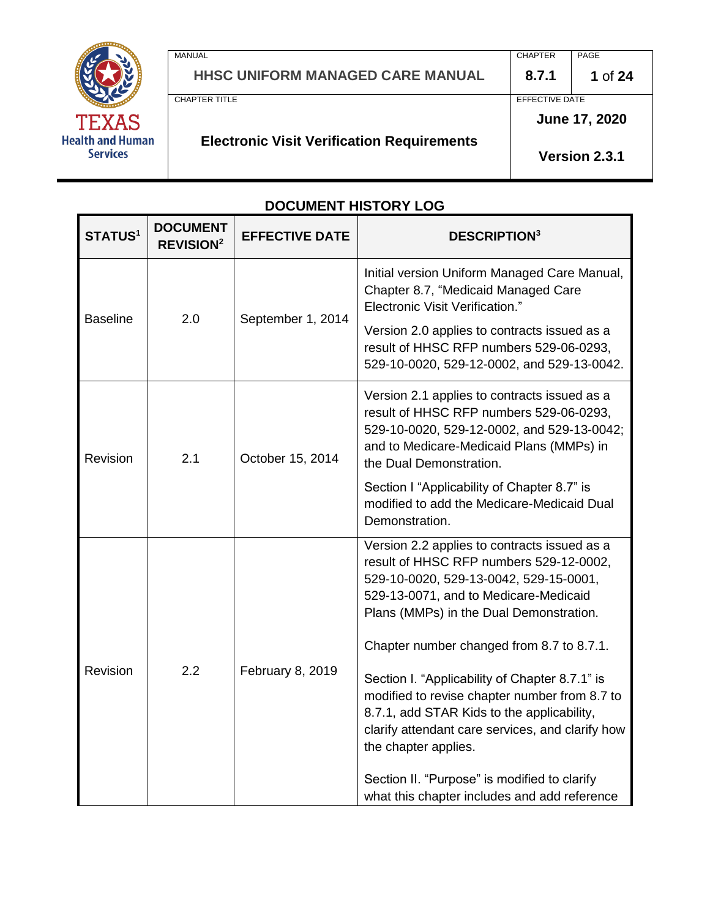| MANUAL | CHAPTER | PAGE |
|---|---|---|
| **HHSC UNIFORM MANAGED CARE MANUAL** | **8.7.1** | **1 of 24** |
| CHAPTER TITLE | EFFECTIVE DATE | |
| **Electronic Visit Verification Requirements** | **June 17, 2020** **Version 2.3.1** | |

## DOCUMENT HISTORY LOG

| STATUS[1] | DOCUMENT REVISION[2] | EFFECTIVE DATE | DESCRIPTION[3] |
|---|---|---|---|
| Baseline | 2.0 | September 1, 2014 | Initial version Uniform Managed Care Manual, Chapter 8.7, "Medicaid Managed Care Electronic Visit Verification." Version 2.0 applies to contracts issued as a result of HHSC RFP numbers 529-06-0293, 529-10-0020, 529-12-0002, and 529-13-0042. |
| Revision | 2.1 | October 15, 2014 | Version 2.1 applies to contracts issued as a result of HHSC RFP numbers 529-06-0293, 529-10-0020, 529-12-0002, and 529-13-0042; and to Medicare-Medicaid Plans (MMPs) in the Dual Demonstration. Section I "Applicability of Chapter 8.7" is modified to add the Medicare-Medicaid Dual Demonstration. |
| Revision | 2.2 | February 8, 2019 | Version 2.2 applies to contracts issued as a result of HHSC RFP numbers 529-12-0002, 529-10-0020, 529-13-0042, 529-15-0001, 529-13-0071, and to Medicare-Medicaid Plans (MMPs) in the Dual Demonstration. Chapter number changed from 8.7 to 8.7.1. Section I. "Applicability of Chapter 8.7.1" is modified to revise chapter number from 8.7 to 8.7.1, add STAR Kids to the applicability, clarify attendant care services, and clarify how the chapter applies. Section II. "Purpose" is modified to clarify what this chapter includes and add reference |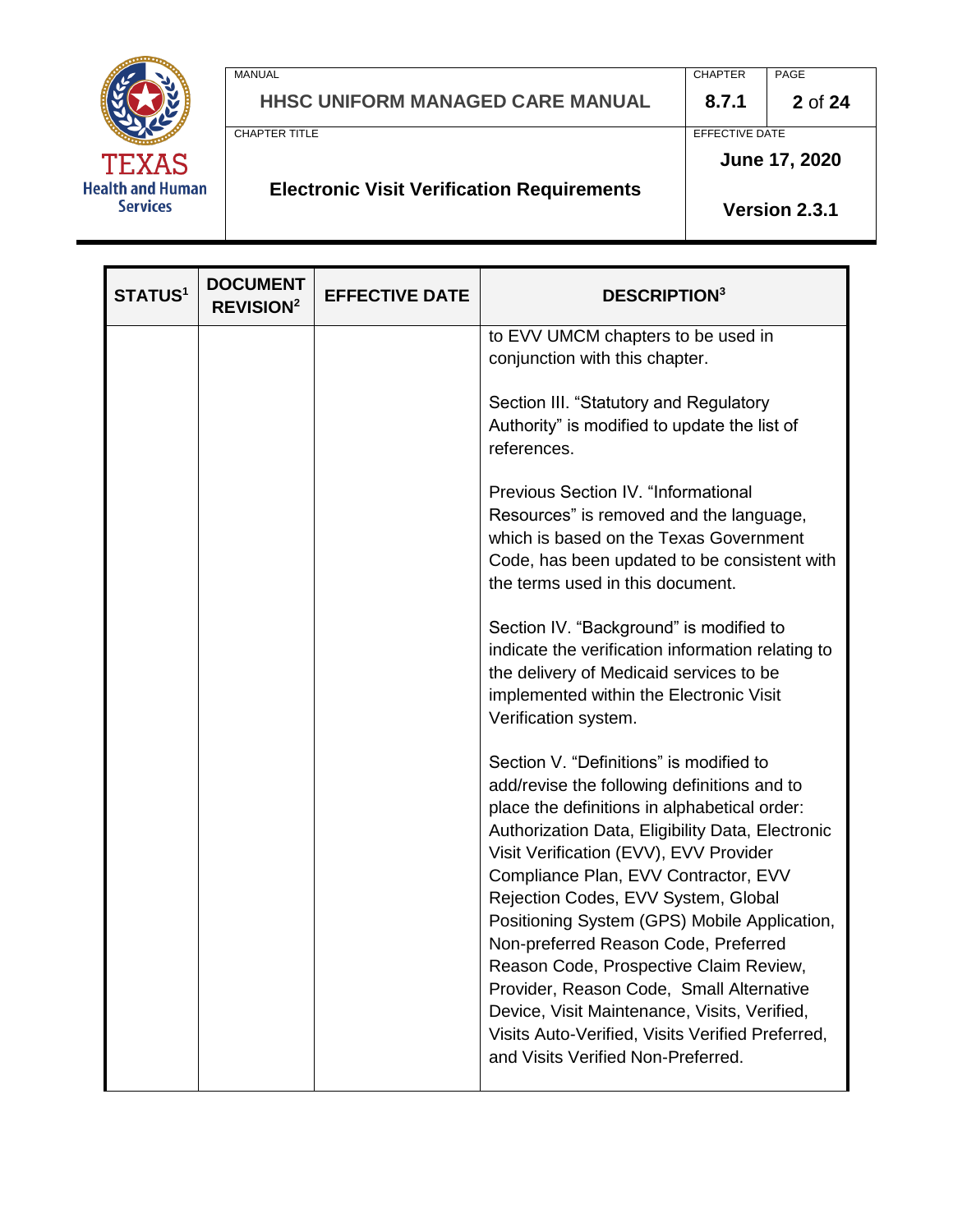| STATUS[1] | DOCUMENT REVISION[2] | EFFECTIVE DATE | DESCRIPTION[3] |
|---|---|---|---|
| | | | to EVV UMCM chapters to be used in conjunction with this chapter.<br><br>Section III. "Statutory and Regulatory Authority" is modified to update the list of references.<br><br>Previous Section IV. "Informational Resources" is removed and the language, which is based on the Texas Government Code, has been updated to be consistent with the terms used in this document.<br><br>Section IV. "Background" is modified to indicate the verification information relating to the delivery of Medicaid services to be implemented within the Electronic Visit Verification system.<br><br>Section V. "Definitions" is modified to add/revise the following definitions and to place the definitions in alphabetical order: Authorization Data, Eligibility Data, Electronic Visit Verification (EVV), EVV Provider Compliance Plan, EVV Contractor, EVV Rejection Codes, EVV System, Global Positioning System (GPS) Mobile Application, Non-preferred Reason Code, Preferred Reason Code, Prospective Claim Review, Provider, Reason Code, Small Alternative Device, Visit Maintenance, Visits, Verified, Visits Auto-Verified, Visits Verified Preferred, and Visits Verified Non-Preferred. |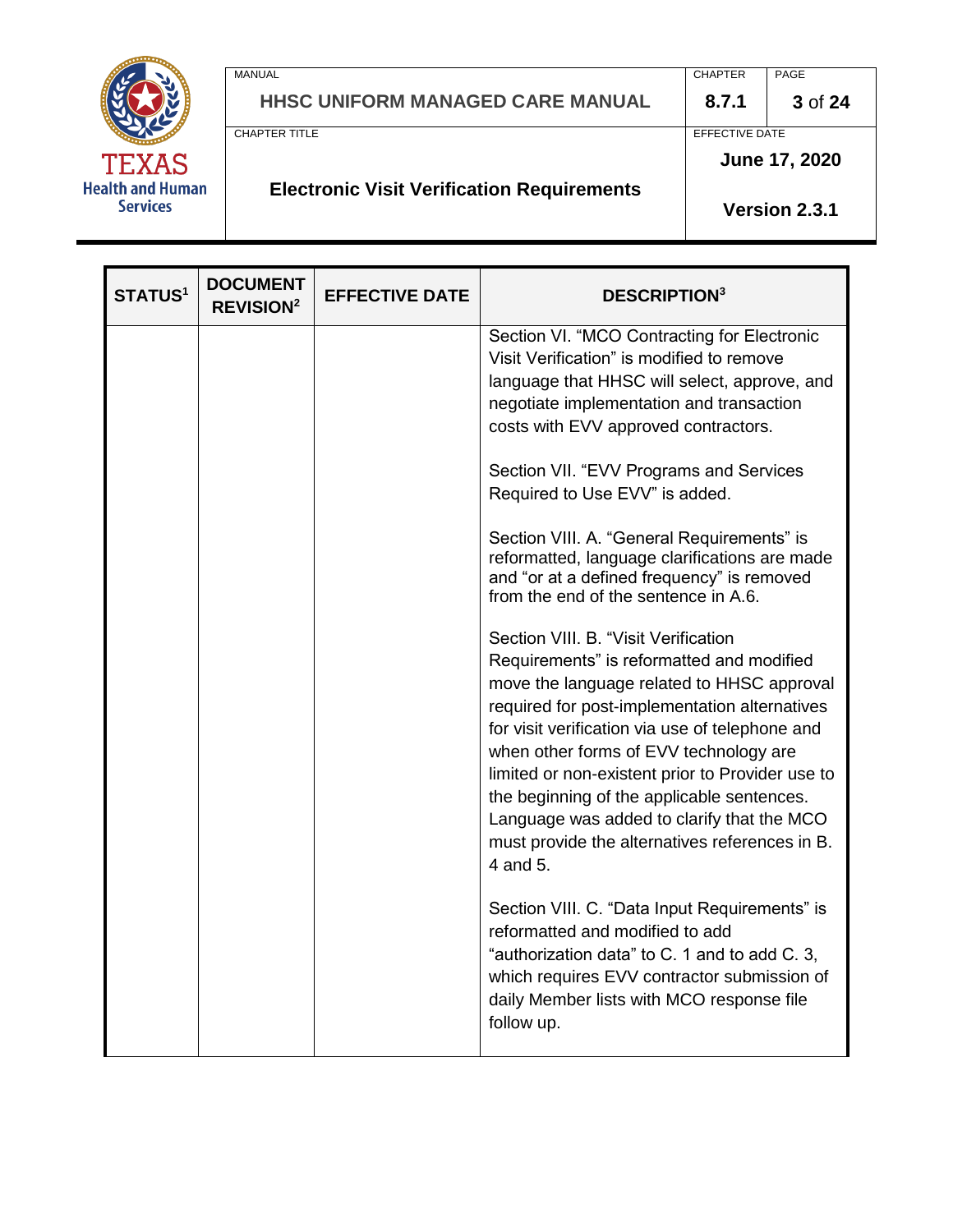| STATUS[1] | DOCUMENT REVISION[2] | EFFECTIVE DATE | DESCRIPTION[3] |
|---|---|---|---|
| | | | Section VI. "MCO Contracting for Electronic Visit Verification" is modified to remove language that HHSC will select, approve, and negotiate implementation and transaction costs with EVV approved contractors.<br><br>Section VII. "EVV Programs and Services Required to Use EVV" is added.<br><br>Section VIII. A. "General Requirements" is reformatted, language clarifications are made and "or at a defined frequency" is removed from the end of the sentence in A.6.<br><br>Section VIII. B. "Visit Verification Requirements" is reformatted and modified move the language related to HHSC approval required for post-implementation alternatives for visit verification via use of telephone and when other forms of EVV technology are limited or non-existent prior to Provider use to the beginning of the applicable sentences. Language was added to clarify that the MCO must provide the alternatives references in B. 4 and 5.<br><br>Section VIII. C. "Data Input Requirements" is reformatted and modified to add "authorization data" to C. 1 and to add C. 3, which requires EVV contractor submission of daily Member lists with MCO response file follow up. |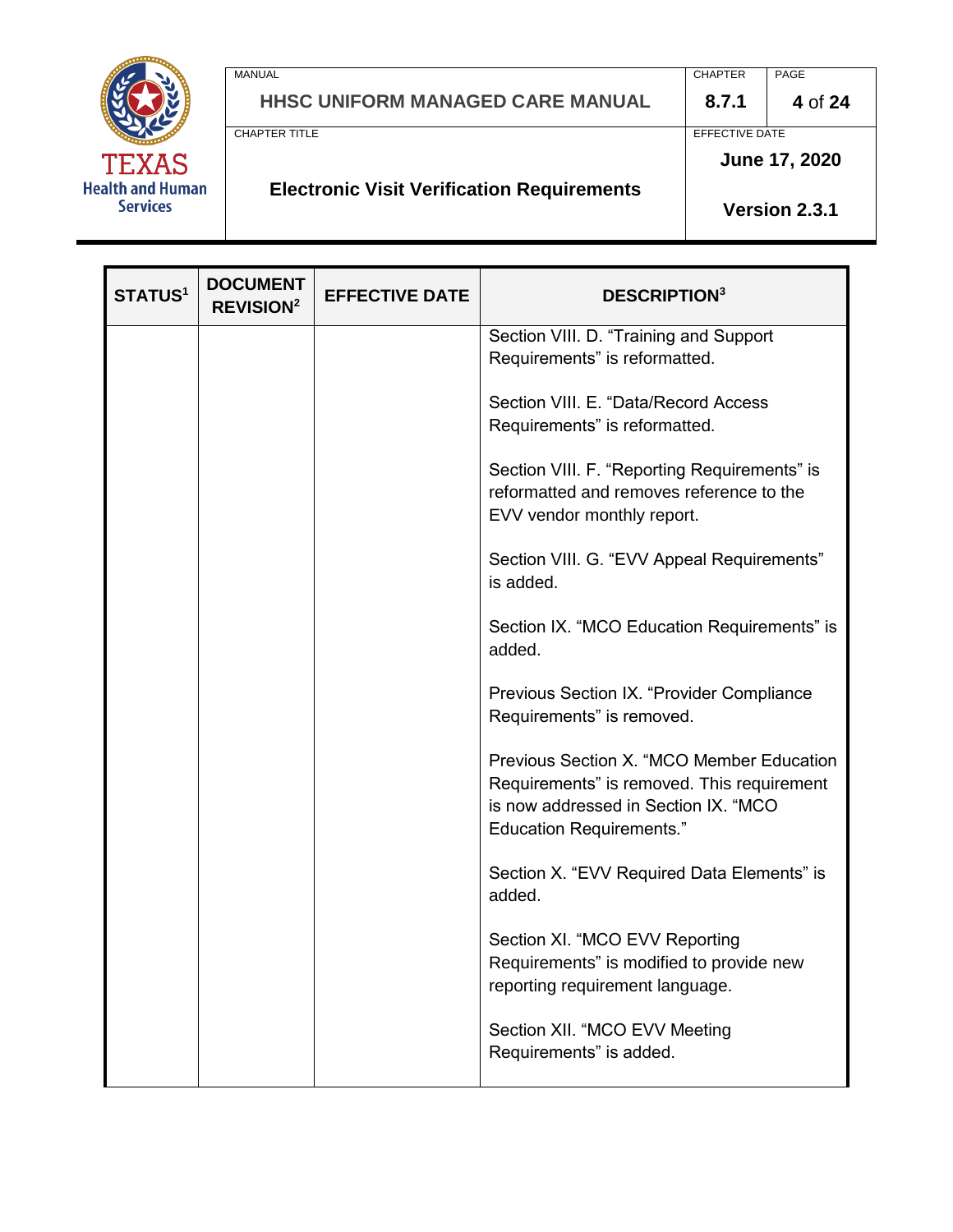| STATUS[1] | DOCUMENT REVISION[2] | EFFECTIVE DATE | DESCRIPTION[3] |
|---|---|---|---|
| | | | Section VIII. D. "Training and Support Requirements" is reformatted.<br><br>Section VIII. E. "Data/Record Access Requirements" is reformatted.<br><br>Section VIII. F. "Reporting Requirements" is reformatted and removes reference to the EVV vendor monthly report.<br><br>Section VIII. G. "EVV Appeal Requirements" is added.<br><br>Section IX. "MCO Education Requirements" is added.<br><br>Previous Section IX. "Provider Compliance Requirements" is removed.<br><br>Previous Section X. "MCO Member Education Requirements" is removed. This requirement is now addressed in Section IX. "MCO Education Requirements."<br><br>Section X. "EVV Required Data Elements" is added.<br><br>Section XI. "MCO EVV Reporting Requirements" is modified to provide new reporting requirement language.<br><br>Section XII. "MCO EVV Meeting Requirements" is added. |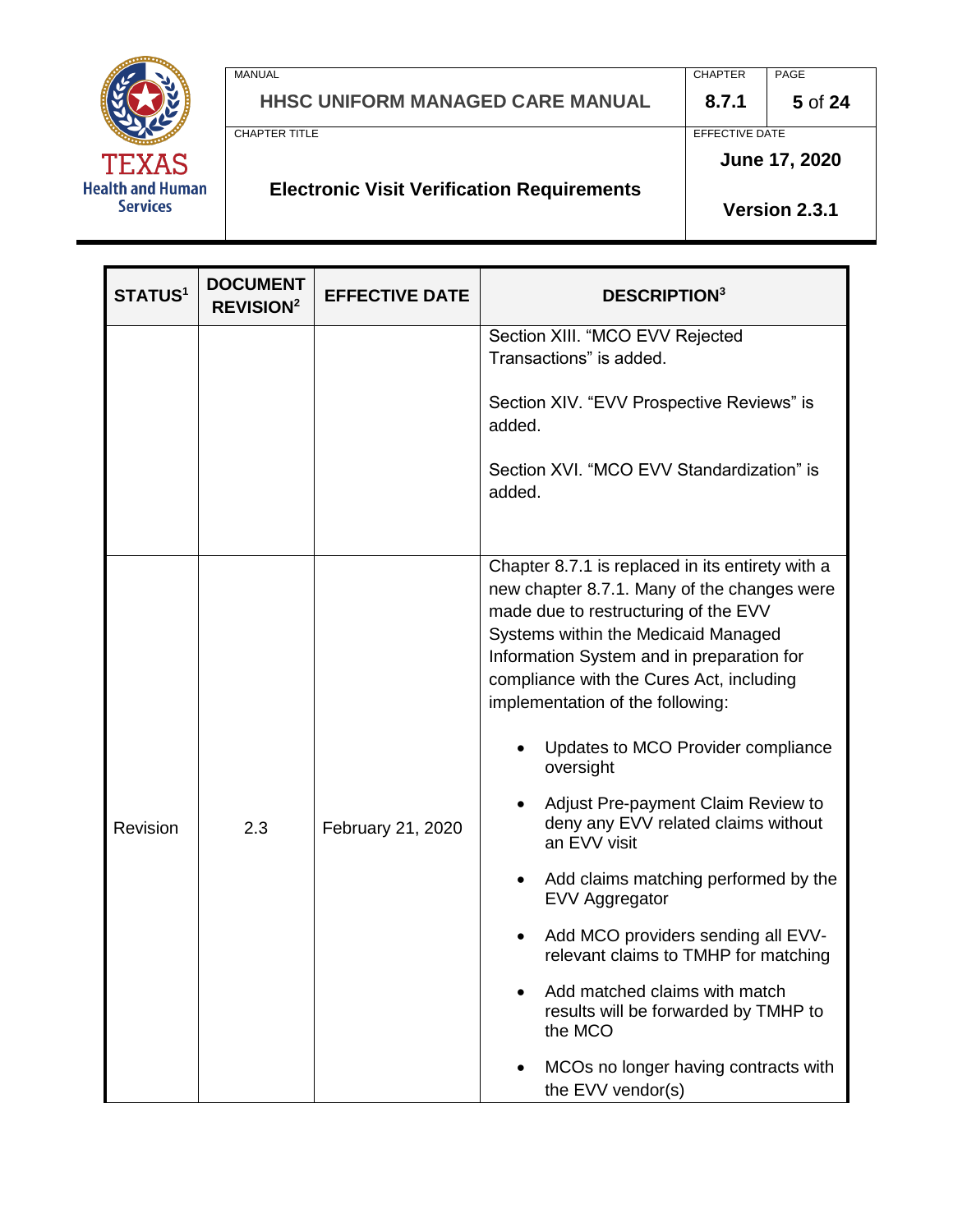| STATUS[1] | DOCUMENT REVISION[2] | EFFECTIVE DATE | DESCRIPTION[3] |
|---|---|---|---|
| | | | Section XIII. "MCO EVV Rejected Transactions" is added.<br><br>Section XIV. "EVV Prospective Reviews" is added.<br><br>Section XVI. "MCO EVV Standardization" is added. |
| Revision | 2.3 | February 21, 2020 | Chapter 8.7.1 is replaced in its entirety with a new chapter 8.7.1. Many of the changes were made due to restructuring of the EVV Systems within the Medicaid Managed Information System and in preparation for compliance with the Cures Act, including implementation of the following:<br><br>• Updates to MCO Provider compliance oversight<br>• Adjust Pre-payment Claim Review to deny any EVV related claims without an EVV visit<br>• Add claims matching performed by the EVV Aggregator<br>• Add MCO providers sending all EVV-relevant claims to TMHP for matching<br>• Add matched claims with match results will be forwarded by TMHP to the MCO<br>• MCOs no longer having contracts with the EVV vendor(s) |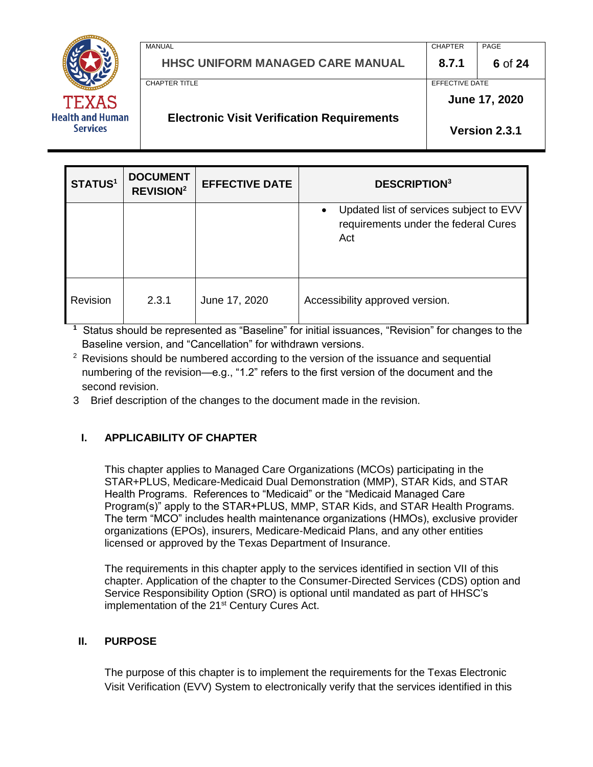| STATUS[1] | DOCUMENT REVISION[2] | EFFECTIVE DATE | DESCRIPTION[3] |
|---|---|---|---|
| | | | • Updated list of services subject to EVV requirements under the federal Cures Act |
| Revision | 2.3.1 | June 17, 2020 | Accessibility approved version. |

[1] Status should be represented as “Baseline” for initial issuances, “Revision” for changes to the Baseline version, and “Cancellation” for withdrawn versions.

[2] Revisions should be numbered according to the version of the issuance and sequential numbering of the revision—e.g., “1.2” refers to the first version of the document and the second revision.

3 Brief description of the changes to the document made in the revision.

## I. APPLICABILITY OF CHAPTER

This chapter applies to Managed Care Organizations (MCOs) participating in the STAR+PLUS, Medicare-Medicaid Dual Demonstration (MMP), STAR Kids, and STAR Health Programs. References to “Medicaid” or the “Medicaid Managed Care Program(s)” apply to the STAR+PLUS, MMP, STAR Kids, and STAR Health Programs. The term “MCO” includes health maintenance organizations (HMOs), exclusive provider organizations (EPOs), insurers, Medicare-Medicaid Plans, and any other entities licensed or approved by the Texas Department of Insurance.

The requirements in this chapter apply to the services identified in section VII of this chapter. Application of the chapter to the Consumer-Directed Services (CDS) option and Service Responsibility Option (SRO) is optional until mandated as part of HHSC’s implementation of the 21st Century Cures Act.

## II. PURPOSE

The purpose of this chapter is to implement the requirements for the Texas Electronic Visit Verification (EVV) System to electronically verify that the services identified in this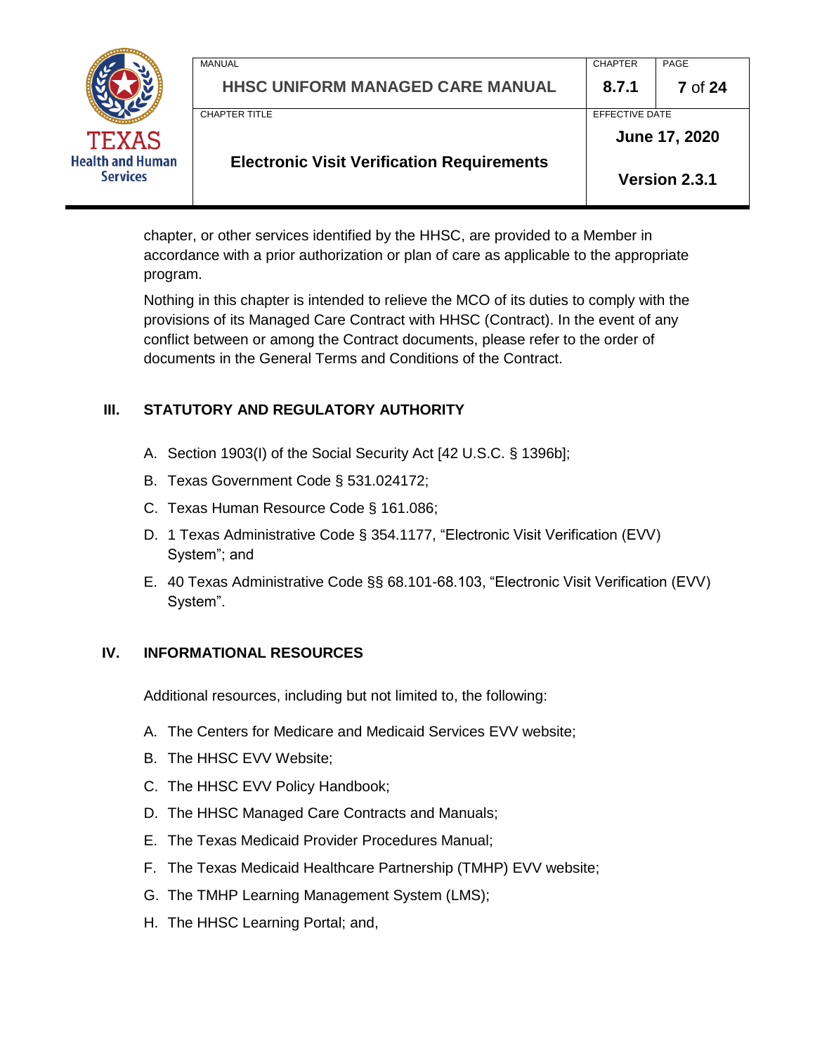chapter, or other services identified by the HHSC, are provided to a Member in accordance with a prior authorization or plan of care as applicable to the appropriate program.

Nothing in this chapter is intended to relieve the MCO of its duties to comply with the provisions of its Managed Care Contract with HHSC (Contract). In the event of any conflict between or among the Contract documents, please refer to the order of documents in the General Terms and Conditions of the Contract.

## III. STATUTORY AND REGULATORY AUTHORITY

A. Section 1903(I) of the Social Security Act [42 U.S.C. § 1396b];

B. Texas Government Code § 531.024172;

C. Texas Human Resource Code § 161.086;

D. 1 Texas Administrative Code § 354.1177, "Electronic Visit Verification (EVV) System"; and

E. 40 Texas Administrative Code §§ 68.101-68.103, "Electronic Visit Verification (EVV) System".

## IV. INFORMATIONAL RESOURCES

Additional resources, including but not limited to, the following:

A. The Centers for Medicare and Medicaid Services EVV website;

B. The HHSC EVV Website;

C. The HHSC EVV Policy Handbook;

D. The HHSC Managed Care Contracts and Manuals;

E. The Texas Medicaid Provider Procedures Manual;

F. The Texas Medicaid Healthcare Partnership (TMHP) EVV website;

G. The TMHP Learning Management System (LMS);

H. The HHSC Learning Portal; and,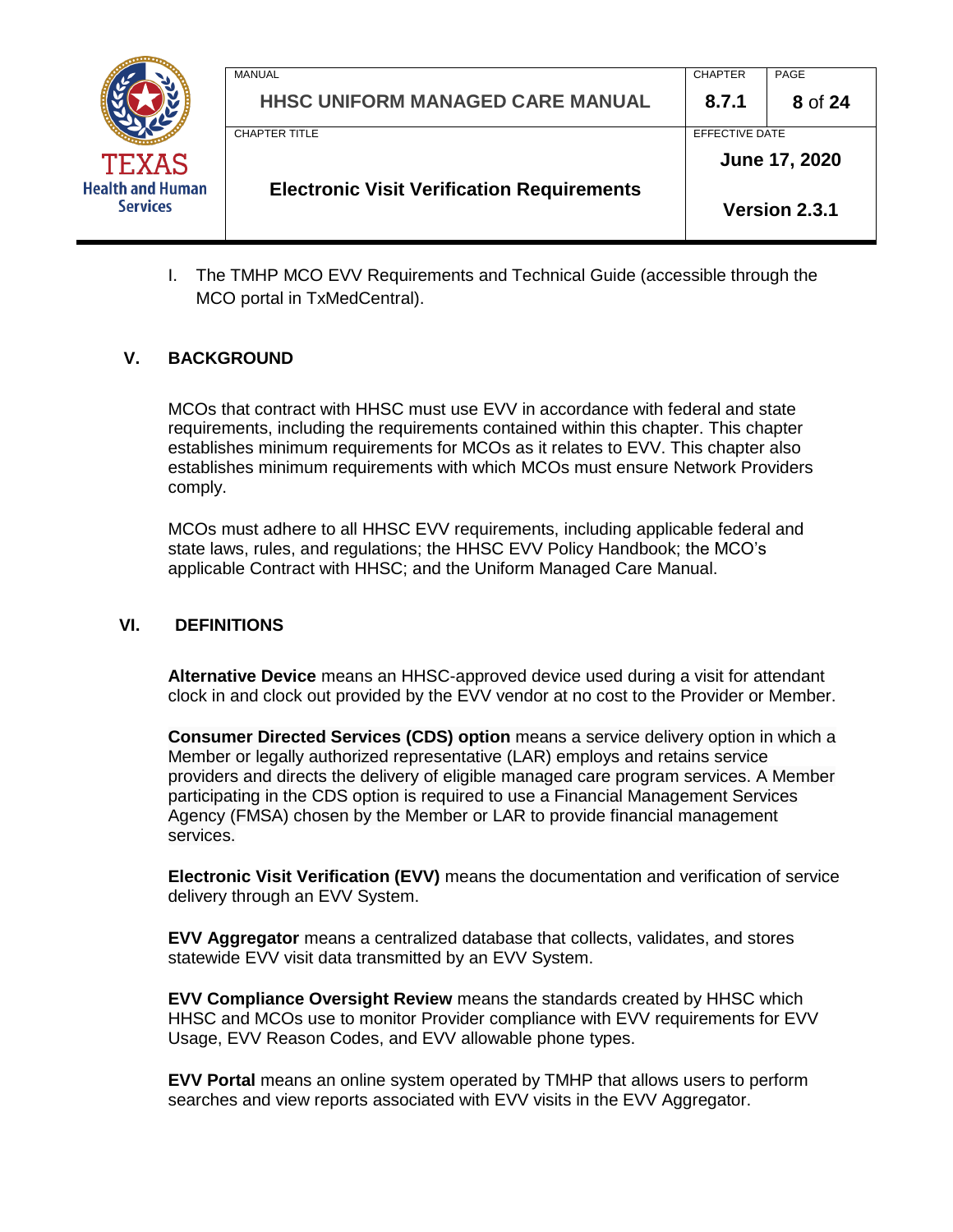I. The TMHP MCO EVV Requirements and Technical Guide (accessible through the MCO portal in TxMedCentral).

## V. BACKGROUND

MCOs that contract with HHSC must use EVV in accordance with federal and state requirements, including the requirements contained within this chapter. This chapter establishes minimum requirements for MCOs as it relates to EVV. This chapter also establishes minimum requirements with which MCOs must ensure Network Providers comply.

MCOs must adhere to all HHSC EVV requirements, including applicable federal and state laws, rules, and regulations; the HHSC EVV Policy Handbook; the MCO's applicable Contract with HHSC; and the Uniform Managed Care Manual.

## VI. DEFINITIONS

**Alternative Device** means an HHSC-approved device used during a visit for attendant clock in and clock out provided by the EVV vendor at no cost to the Provider or Member.

**Consumer Directed Services (CDS) option** means a service delivery option in which a Member or legally authorized representative (LAR) employs and retains service providers and directs the delivery of eligible managed care program services. A Member participating in the CDS option is required to use a Financial Management Services Agency (FMSA) chosen by the Member or LAR to provide financial management services.

**Electronic Visit Verification (EVV)** means the documentation and verification of service delivery through an EVV System.

**EVV Aggregator** means a centralized database that collects, validates, and stores statewide EVV visit data transmitted by an EVV System.

**EVV Compliance Oversight Review** means the standards created by HHSC which HHSC and MCOs use to monitor Provider compliance with EVV requirements for EVV Usage, EVV Reason Codes, and EVV allowable phone types.

**EVV Portal** means an online system operated by TMHP that allows users to perform searches and view reports associated with EVV visits in the EVV Aggregator.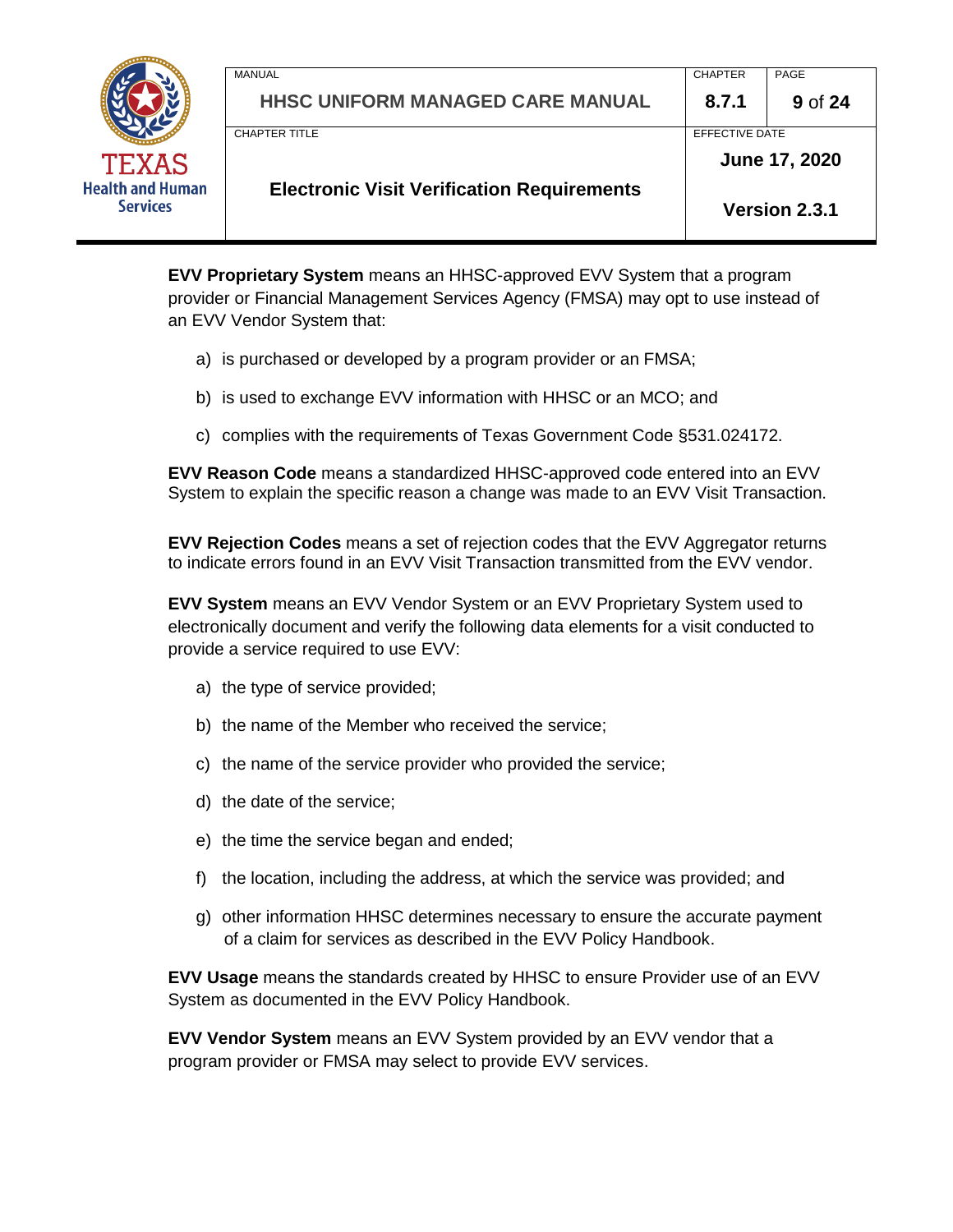**EVV Proprietary System** means an HHSC-approved EVV System that a program provider or Financial Management Services Agency (FMSA) may opt to use instead of an EVV Vendor System that:

a) is purchased or developed by a program provider or an FMSA;

b) is used to exchange EVV information with HHSC or an MCO; and

c) complies with the requirements of Texas Government Code §531.024172.

**EVV Reason Code** means a standardized HHSC-approved code entered into an EVV System to explain the specific reason a change was made to an EVV Visit Transaction.

**EVV Rejection Codes** means a set of rejection codes that the EVV Aggregator returns to indicate errors found in an EVV Visit Transaction transmitted from the EVV vendor.

**EVV System** means an EVV Vendor System or an EVV Proprietary System used to electronically document and verify the following data elements for a visit conducted to provide a service required to use EVV:

a) the type of service provided;

b) the name of the Member who received the service;

c) the name of the service provider who provided the service;

d) the date of the service;

e) the time the service began and ended;

f) the location, including the address, at which the service was provided; and

g) other information HHSC determines necessary to ensure the accurate payment of a claim for services as described in the EVV Policy Handbook.

**EVV Usage** means the standards created by HHSC to ensure Provider use of an EVV System as documented in the EVV Policy Handbook.

**EVV Vendor System** means an EVV System provided by an EVV vendor that a program provider or FMSA may select to provide EVV services.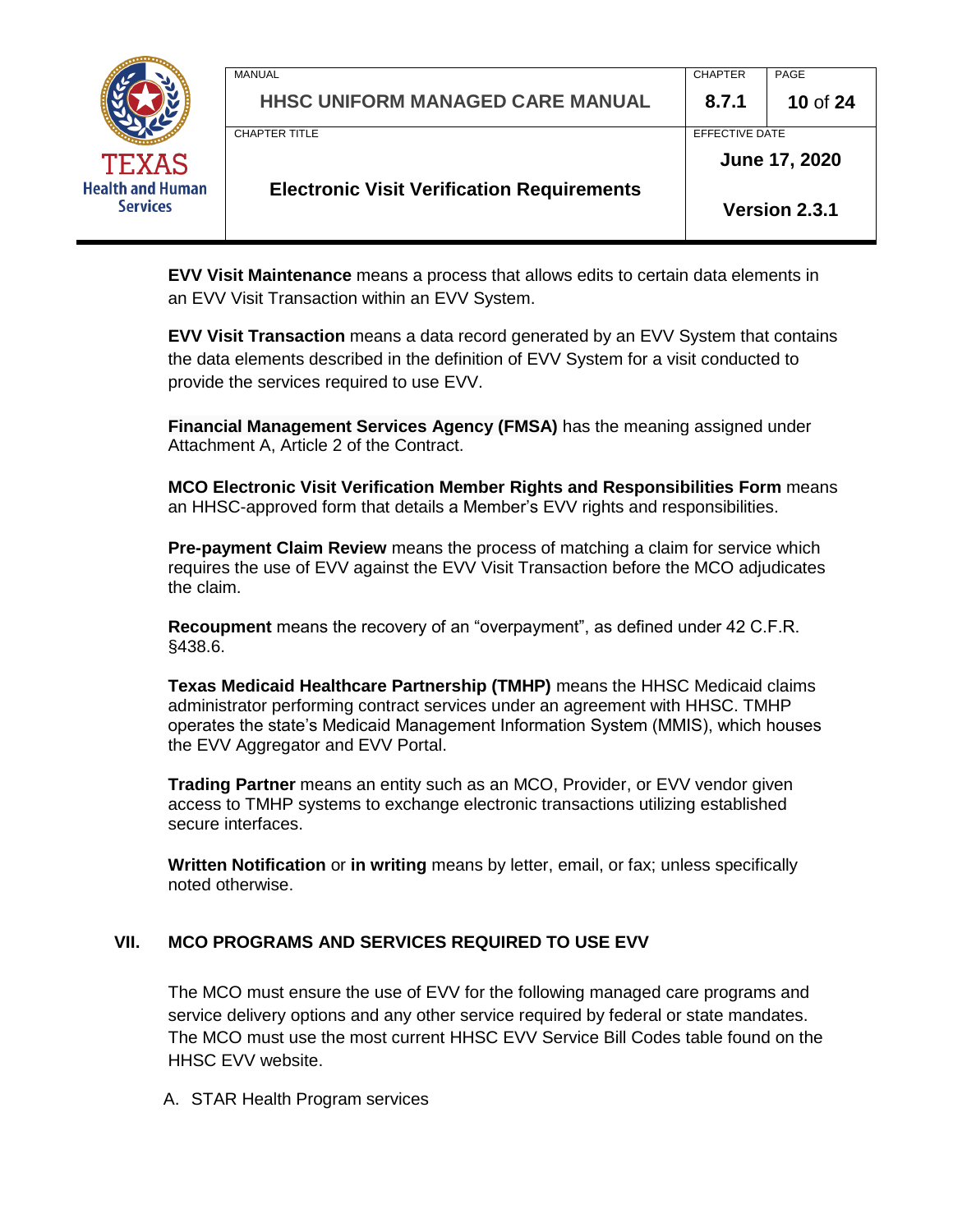**EVV Visit Maintenance** means a process that allows edits to certain data elements in an EVV Visit Transaction within an EVV System.

**EVV Visit Transaction** means a data record generated by an EVV System that contains the data elements described in the definition of EVV System for a visit conducted to provide the services required to use EVV.

**Financial Management Services Agency (FMSA)** has the meaning assigned under Attachment A, Article 2 of the Contract.

**MCO Electronic Visit Verification Member Rights and Responsibilities Form** means an HHSC-approved form that details a Member's EVV rights and responsibilities.

**Pre-payment Claim Review** means the process of matching a claim for service which requires the use of EVV against the EVV Visit Transaction before the MCO adjudicates the claim.

**Recoupment** means the recovery of an "overpayment", as defined under 42 C.F.R. §438.6.

**Texas Medicaid Healthcare Partnership (TMHP)** means the HHSC Medicaid claims administrator performing contract services under an agreement with HHSC. TMHP operates the state's Medicaid Management Information System (MMIS), which houses the EVV Aggregator and EVV Portal.

**Trading Partner** means an entity such as an MCO, Provider, or EVV vendor given access to TMHP systems to exchange electronic transactions utilizing established secure interfaces.

**Written Notification** or **in writing** means by letter, email, or fax; unless specifically noted otherwise.

## VII. MCO PROGRAMS AND SERVICES REQUIRED TO USE EVV

The MCO must ensure the use of EVV for the following managed care programs and service delivery options and any other service required by federal or state mandates. The MCO must use the most current HHSC EVV Service Bill Codes table found on the HHSC EVV website.

A. STAR Health Program services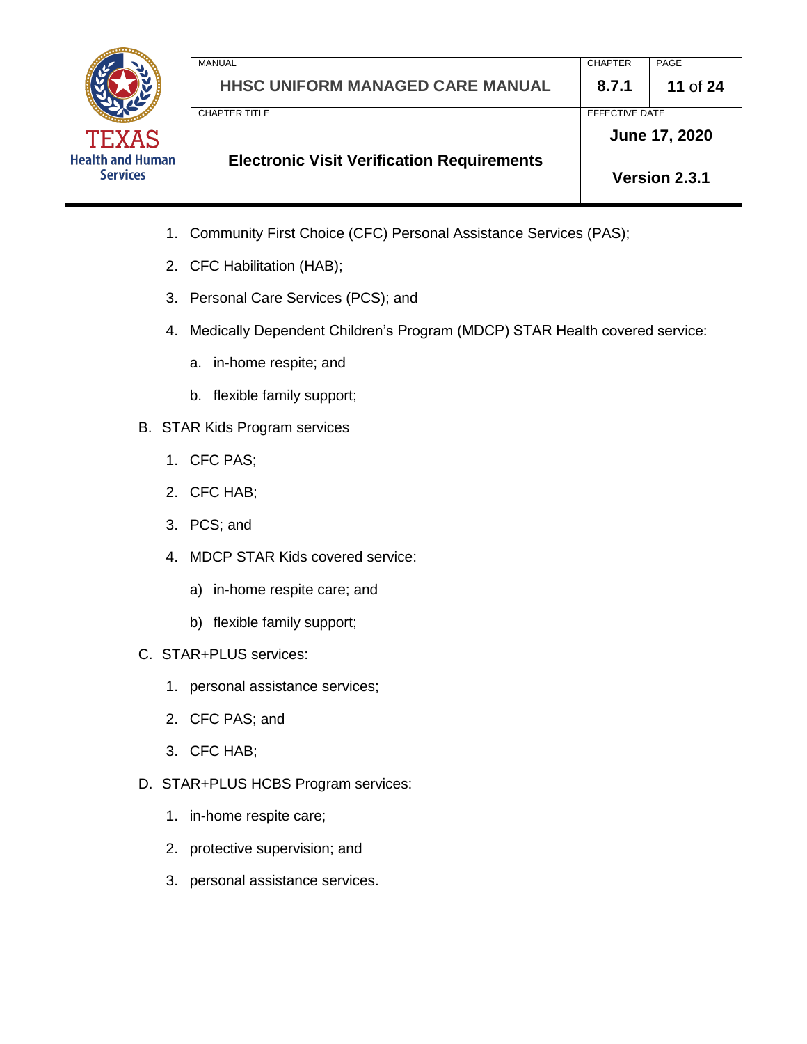1. Community First Choice (CFC) Personal Assistance Services (PAS);
2. CFC Habilitation (HAB);
3. Personal Care Services (PCS); and
4. Medically Dependent Children's Program (MDCP) STAR Health covered service:
    a. in-home respite; and
    b. flexible family support;

B. STAR Kids Program services

1. CFC PAS;
2. CFC HAB;
3. PCS; and
4. MDCP STAR Kids covered service:
    a) in-home respite care; and
    b) flexible family support;

C. STAR+PLUS services:

1. personal assistance services;
2. CFC PAS; and
3. CFC HAB;

D. STAR+PLUS HCBS Program services:

1. in-home respite care;
2. protective supervision; and
3. personal assistance services.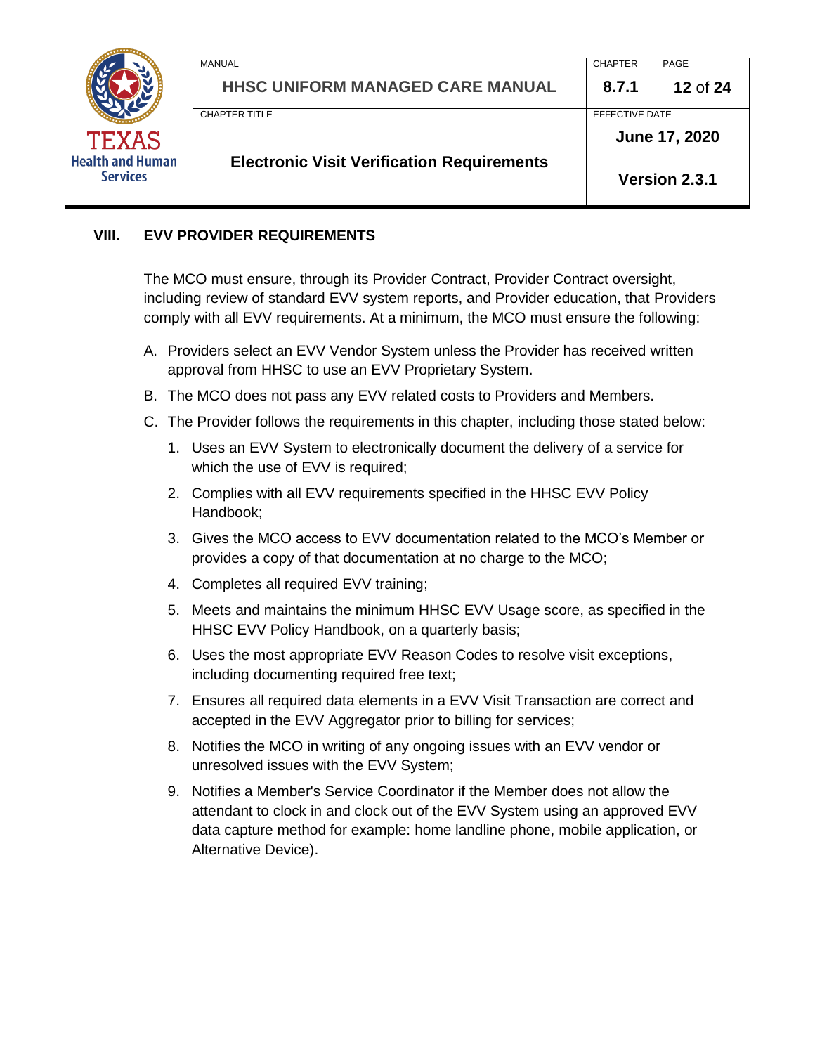## VIII. EVV PROVIDER REQUIREMENTS

The MCO must ensure, through its Provider Contract, Provider Contract oversight, including review of standard EVV system reports, and Provider education, that Providers comply with all EVV requirements. At a minimum, the MCO must ensure the following:

A. Providers select an EVV Vendor System unless the Provider has received written approval from HHSC to use an EVV Proprietary System.

B. The MCO does not pass any EVV related costs to Providers and Members.

C. The Provider follows the requirements in this chapter, including those stated below:

   1. Uses an EVV System to electronically document the delivery of a service for which the use of EVV is required;
   2. Complies with all EVV requirements specified in the HHSC EVV Policy Handbook;
   3. Gives the MCO access to EVV documentation related to the MCO's Member or provides a copy of that documentation at no charge to the MCO;
   4. Completes all required EVV training;
   5. Meets and maintains the minimum HHSC EVV Usage score, as specified in the HHSC EVV Policy Handbook, on a quarterly basis;
   6. Uses the most appropriate EVV Reason Codes to resolve visit exceptions, including documenting required free text;
   7. Ensures all required data elements in a EVV Visit Transaction are correct and accepted in the EVV Aggregator prior to billing for services;
   8. Notifies the MCO in writing of any ongoing issues with an EVV vendor or unresolved issues with the EVV System;
   9. Notifies a Member's Service Coordinator if the Member does not allow the attendant to clock in and clock out of the EVV System using an approved EVV data capture method for example: home landline phone, mobile application, or Alternative Device).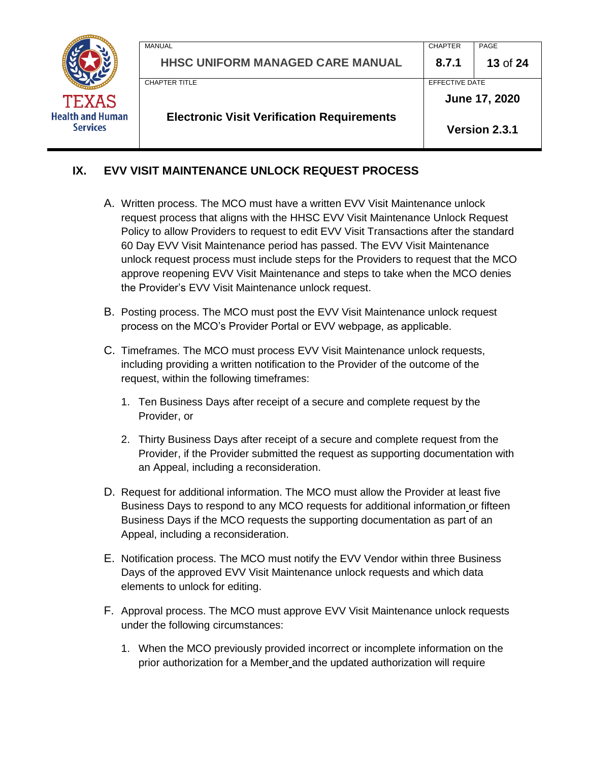## IX. EVV VISIT MAINTENANCE UNLOCK REQUEST PROCESS

A. Written process. The MCO must have a written EVV Visit Maintenance unlock request process that aligns with the HHSC EVV Visit Maintenance Unlock Request Policy to allow Providers to request to edit EVV Visit Transactions after the standard 60 Day EVV Visit Maintenance period has passed. The EVV Visit Maintenance unlock request process must include steps for the Providers to request that the MCO approve reopening EVV Visit Maintenance and steps to take when the MCO denies the Provider's EVV Visit Maintenance unlock request.

B. Posting process. The MCO must post the EVV Visit Maintenance unlock request process on the MCO's Provider Portal or EVV webpage, as applicable.

C. Timeframes. The MCO must process EVV Visit Maintenance unlock requests, including providing a written notification to the Provider of the outcome of the request, within the following timeframes:

   1. Ten Business Days after receipt of a secure and complete request by the Provider, or

   2. Thirty Business Days after receipt of a secure and complete request from the Provider, if the Provider submitted the request as supporting documentation with an Appeal, including a reconsideration.

D. Request for additional information. The MCO must allow the Provider at least five Business Days to respond to any MCO requests for additional information or fifteen Business Days if the MCO requests the supporting documentation as part of an Appeal, including a reconsideration.

E. Notification process. The MCO must notify the EVV Vendor within three Business Days of the approved EVV Visit Maintenance unlock requests and which data elements to unlock for editing.

F. Approval process. The MCO must approve EVV Visit Maintenance unlock requests under the following circumstances:

   1. When the MCO previously provided incorrect or incomplete information on the prior authorization for a Member and the updated authorization will require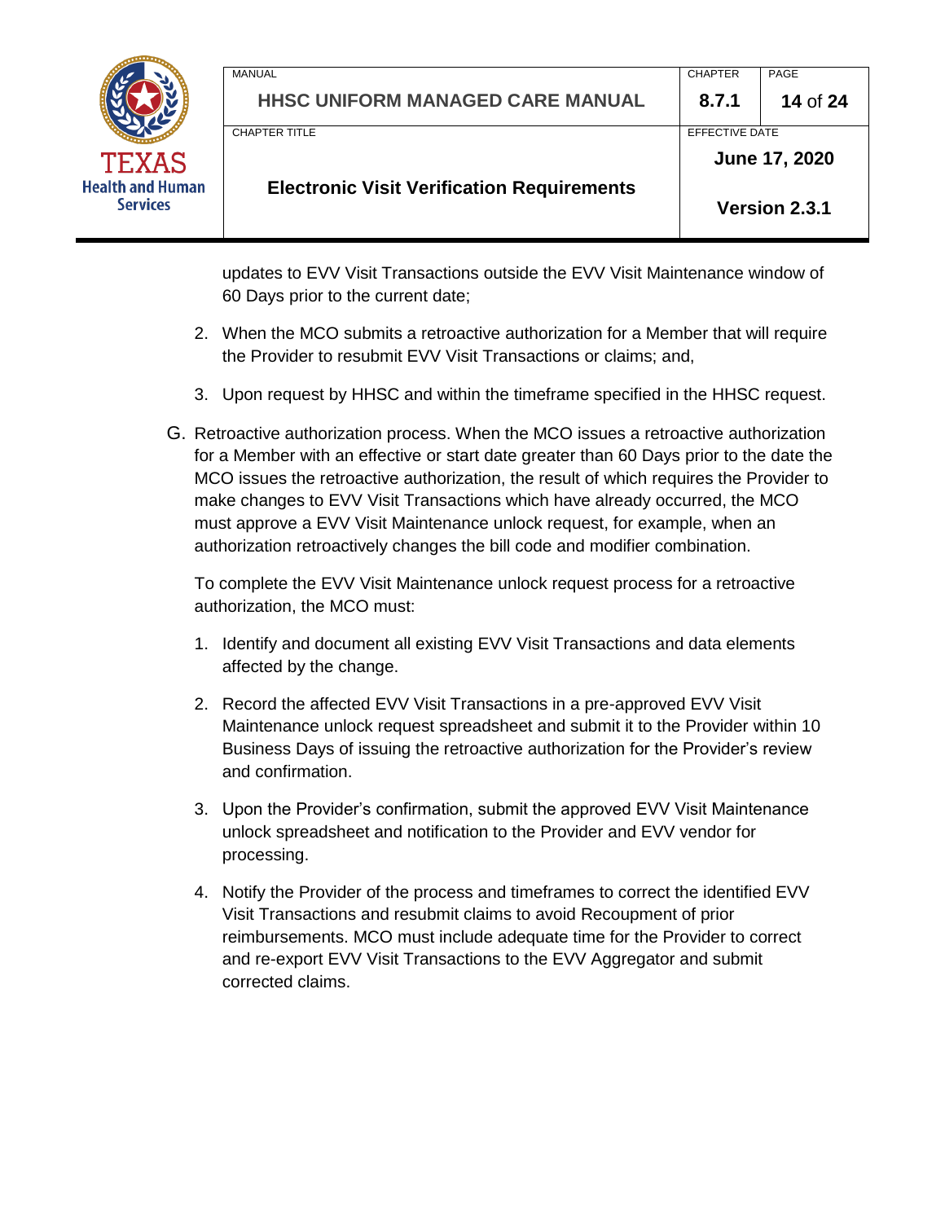updates to EVV Visit Transactions outside the EVV Visit Maintenance window of 60 Days prior to the current date;

2. When the MCO submits a retroactive authorization for a Member that will require the Provider to resubmit EVV Visit Transactions or claims; and,
3. Upon request by HHSC and within the timeframe specified in the HHSC request.

G. Retroactive authorization process. When the MCO issues a retroactive authorization for a Member with an effective or start date greater than 60 Days prior to the date the MCO issues the retroactive authorization, the result of which requires the Provider to make changes to EVV Visit Transactions which have already occurred, the MCO must approve a EVV Visit Maintenance unlock request, for example, when an authorization retroactively changes the bill code and modifier combination.

To complete the EVV Visit Maintenance unlock request process for a retroactive authorization, the MCO must:

1. Identify and document all existing EVV Visit Transactions and data elements affected by the change.
2. Record the affected EVV Visit Transactions in a pre-approved EVV Visit Maintenance unlock request spreadsheet and submit it to the Provider within 10 Business Days of issuing the retroactive authorization for the Provider's review and confirmation.
3. Upon the Provider's confirmation, submit the approved EVV Visit Maintenance unlock spreadsheet and notification to the Provider and EVV vendor for processing.
4. Notify the Provider of the process and timeframes to correct the identified EVV Visit Transactions and resubmit claims to avoid Recoupment of prior reimbursements. MCO must include adequate time for the Provider to correct and re-export EVV Visit Transactions to the EVV Aggregator and submit corrected claims.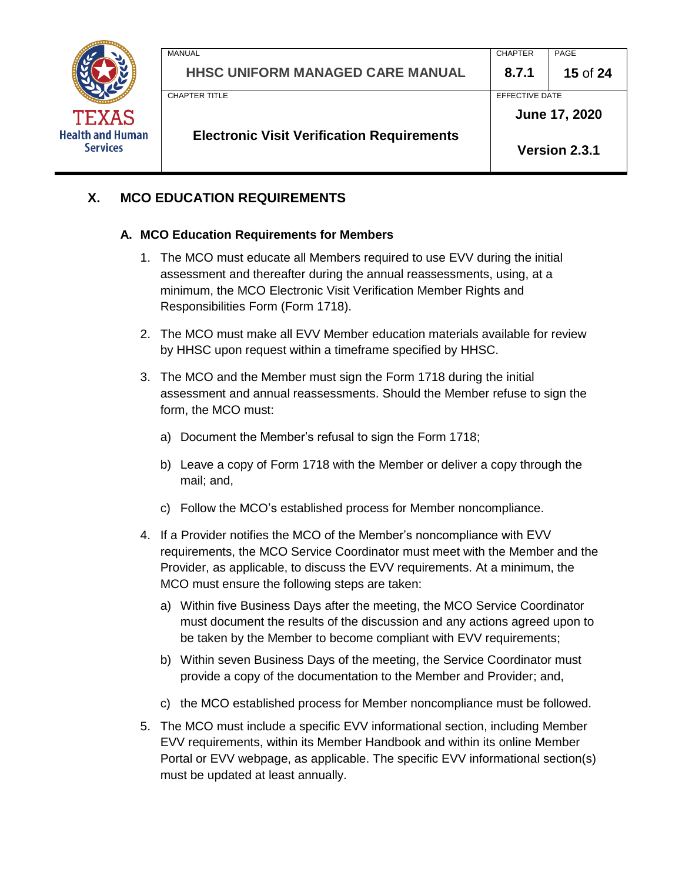## X. MCO EDUCATION REQUIREMENTS

### A. MCO Education Requirements for Members

1. The MCO must educate all Members required to use EVV during the initial assessment and thereafter during the annual reassessments, using, at a minimum, the MCO Electronic Visit Verification Member Rights and Responsibilities Form (Form 1718).

2. The MCO must make all EVV Member education materials available for review by HHSC upon request within a timeframe specified by HHSC.

3. The MCO and the Member must sign the Form 1718 during the initial assessment and annual reassessments. Should the Member refuse to sign the form, the MCO must:

   a) Document the Member's refusal to sign the Form 1718;

   b) Leave a copy of Form 1718 with the Member or deliver a copy through the mail; and,

   c) Follow the MCO's established process for Member noncompliance.

4. If a Provider notifies the MCO of the Member's noncompliance with EVV requirements, the MCO Service Coordinator must meet with the Member and the Provider, as applicable, to discuss the EVV requirements. At a minimum, the MCO must ensure the following steps are taken:

   a) Within five Business Days after the meeting, the MCO Service Coordinator must document the results of the discussion and any actions agreed upon to be taken by the Member to become compliant with EVV requirements;

   b) Within seven Business Days of the meeting, the Service Coordinator must provide a copy of the documentation to the Member and Provider; and,

   c) the MCO established process for Member noncompliance must be followed.

5. The MCO must include a specific EVV informational section, including Member EVV requirements, within its Member Handbook and within its online Member Portal or EVV webpage, as applicable. The specific EVV informational section(s) must be updated at least annually.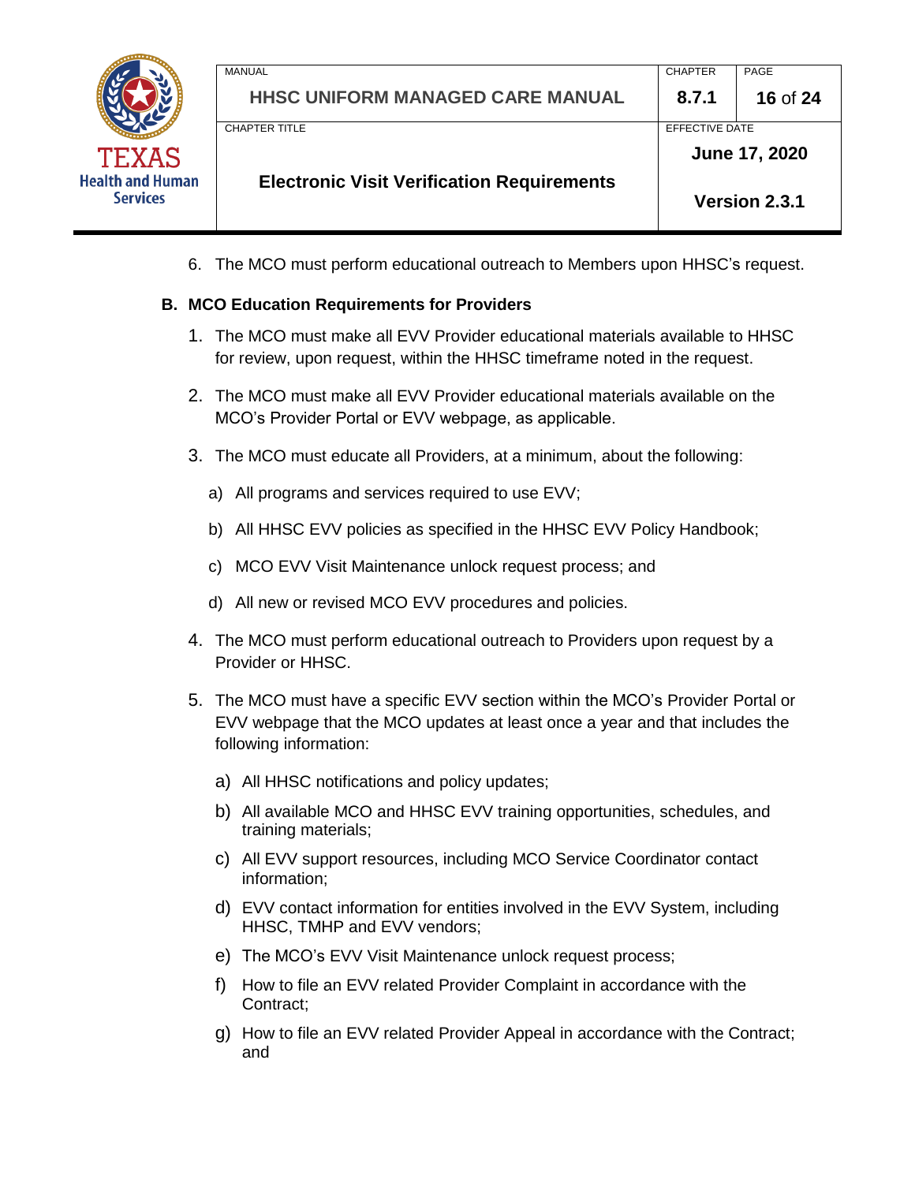6. The MCO must perform educational outreach to Members upon HHSC's request.

### B. MCO Education Requirements for Providers

1. The MCO must make all EVV Provider educational materials available to HHSC for review, upon request, within the HHSC timeframe noted in the request.

2. The MCO must make all EVV Provider educational materials available on the MCO's Provider Portal or EVV webpage, as applicable.

3. The MCO must educate all Providers, at a minimum, about the following:

   a) All programs and services required to use EVV;

   b) All HHSC EVV policies as specified in the HHSC EVV Policy Handbook;

   c) MCO EVV Visit Maintenance unlock request process; and

   d) All new or revised MCO EVV procedures and policies.

4. The MCO must perform educational outreach to Providers upon request by a Provider or HHSC.

5. The MCO must have a specific EVV section within the MCO's Provider Portal or EVV webpage that the MCO updates at least once a year and that includes the following information:

   a) All HHSC notifications and policy updates;

   b) All available MCO and HHSC EVV training opportunities, schedules, and training materials;

   c) All EVV support resources, including MCO Service Coordinator contact information;

   d) EVV contact information for entities involved in the EVV System, including HHSC, TMHP and EVV vendors;

   e) The MCO's EVV Visit Maintenance unlock request process;

   f) How to file an EVV related Provider Complaint in accordance with the Contract;

   g) How to file an EVV related Provider Appeal in accordance with the Contract; and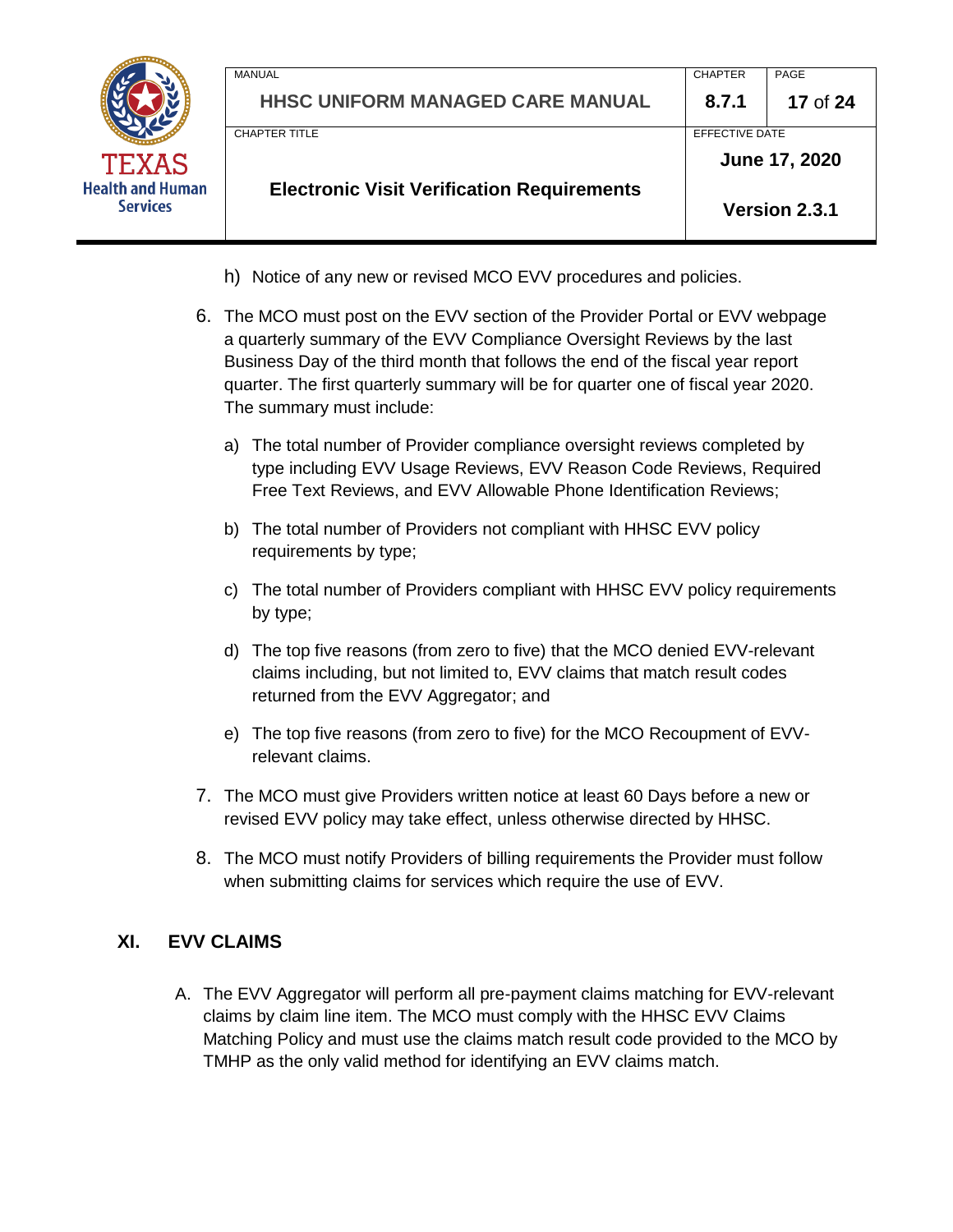h) Notice of any new or revised MCO EVV procedures and policies.

6. The MCO must post on the EVV section of the Provider Portal or EVV webpage a quarterly summary of the EVV Compliance Oversight Reviews by the last Business Day of the third month that follows the end of the fiscal year report quarter. The first quarterly summary will be for quarter one of fiscal year 2020. The summary must include:

   a) The total number of Provider compliance oversight reviews completed by type including EVV Usage Reviews, EVV Reason Code Reviews, Required Free Text Reviews, and EVV Allowable Phone Identification Reviews;

   b) The total number of Providers not compliant with HHSC EVV policy requirements by type;

   c) The total number of Providers compliant with HHSC EVV policy requirements by type;

   d) The top five reasons (from zero to five) that the MCO denied EVV-relevant claims including, but not limited to, EVV claims that match result codes returned from the EVV Aggregator; and

   e) The top five reasons (from zero to five) for the MCO Recoupment of EVV-relevant claims.

7. The MCO must give Providers written notice at least 60 Days before a new or revised EVV policy may take effect, unless otherwise directed by HHSC.

8. The MCO must notify Providers of billing requirements the Provider must follow when submitting claims for services which require the use of EVV.

## XI. EVV CLAIMS

A. The EVV Aggregator will perform all pre-payment claims matching for EVV-relevant claims by claim line item. The MCO must comply with the HHSC EVV Claims Matching Policy and must use the claims match result code provided to the MCO by TMHP as the only valid method for identifying an EVV claims match.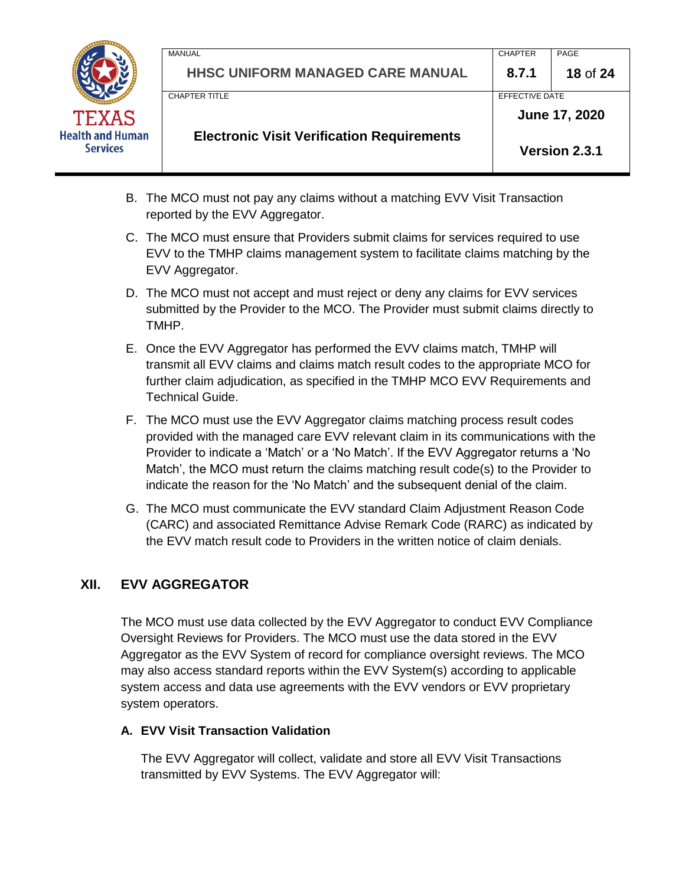B. The MCO must not pay any claims without a matching EVV Visit Transaction reported by the EVV Aggregator.

C. The MCO must ensure that Providers submit claims for services required to use EVV to the TMHP claims management system to facilitate claims matching by the EVV Aggregator.

D. The MCO must not accept and must reject or deny any claims for EVV services submitted by the Provider to the MCO. The Provider must submit claims directly to TMHP.

E. Once the EVV Aggregator has performed the EVV claims match, TMHP will transmit all EVV claims and claims match result codes to the appropriate MCO for further claim adjudication, as specified in the TMHP MCO EVV Requirements and Technical Guide.

F. The MCO must use the EVV Aggregator claims matching process result codes provided with the managed care EVV relevant claim in its communications with the Provider to indicate a 'Match' or a 'No Match'. If the EVV Aggregator returns a 'No Match', the MCO must return the claims matching result code(s) to the Provider to indicate the reason for the 'No Match' and the subsequent denial of the claim.

G. The MCO must communicate the EVV standard Claim Adjustment Reason Code (CARC) and associated Remittance Advise Remark Code (RARC) as indicated by the EVV match result code to Providers in the written notice of claim denials.

## XII. EVV AGGREGATOR

The MCO must use data collected by the EVV Aggregator to conduct EVV Compliance Oversight Reviews for Providers. The MCO must use the data stored in the EVV Aggregator as the EVV System of record for compliance oversight reviews. The MCO may also access standard reports within the EVV System(s) according to applicable system access and data use agreements with the EVV vendors or EVV proprietary system operators.

### A. EVV Visit Transaction Validation

The EVV Aggregator will collect, validate and store all EVV Visit Transactions transmitted by EVV Systems. The EVV Aggregator will: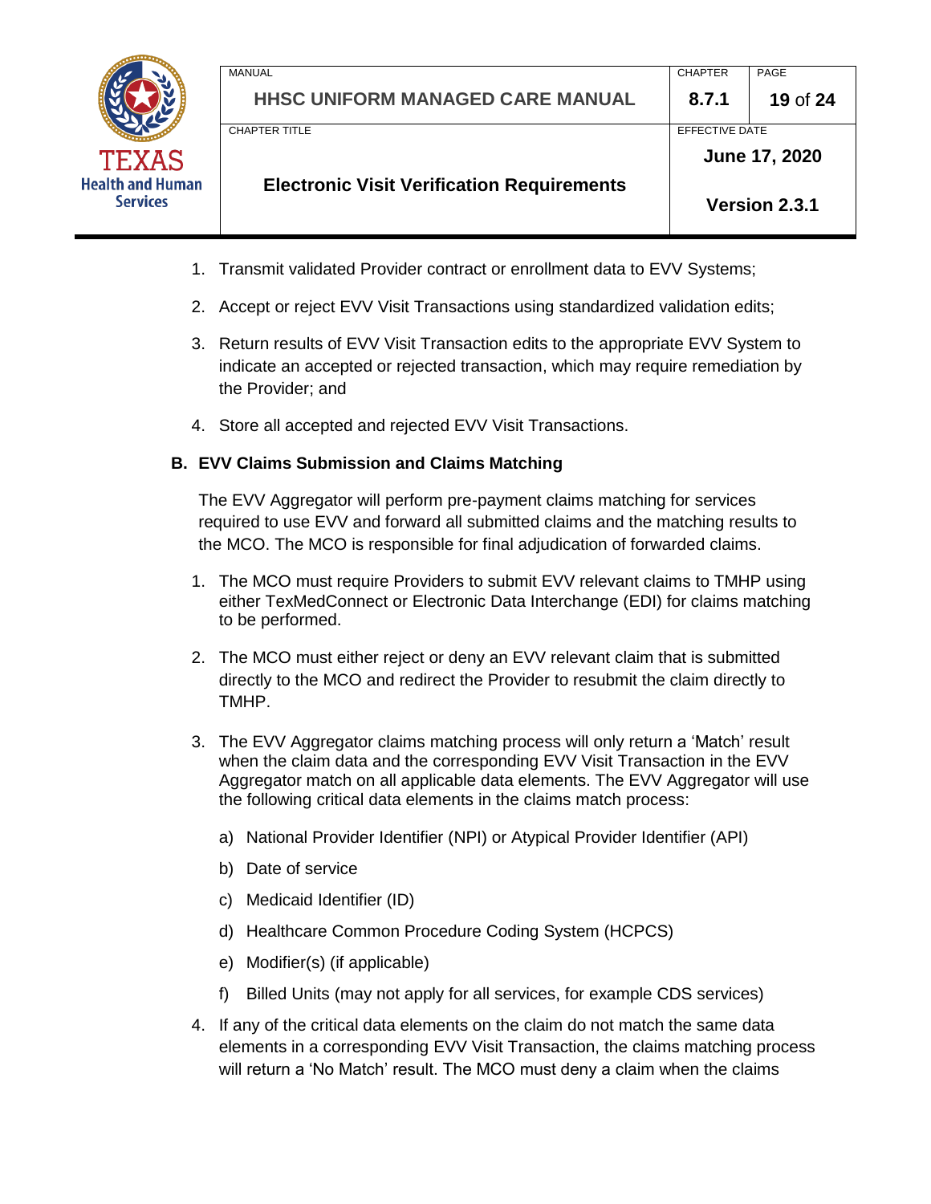1. Transmit validated Provider contract or enrollment data to EVV Systems;
2. Accept or reject EVV Visit Transactions using standardized validation edits;
3. Return results of EVV Visit Transaction edits to the appropriate EVV System to indicate an accepted or rejected transaction, which may require remediation by the Provider; and
4. Store all accepted and rejected EVV Visit Transactions.

### B. EVV Claims Submission and Claims Matching

The EVV Aggregator will perform pre-payment claims matching for services required to use EVV and forward all submitted claims and the matching results to the MCO. The MCO is responsible for final adjudication of forwarded claims.

1. The MCO must require Providers to submit EVV relevant claims to TMHP using either TexMedConnect or Electronic Data Interchange (EDI) for claims matching to be performed.
2. The MCO must either reject or deny an EVV relevant claim that is submitted directly to the MCO and redirect the Provider to resubmit the claim directly to TMHP.
3. The EVV Aggregator claims matching process will only return a 'Match' result when the claim data and the corresponding EVV Visit Transaction in the EVV Aggregator match on all applicable data elements. The EVV Aggregator will use the following critical data elements in the claims match process:
   a) National Provider Identifier (NPI) or Atypical Provider Identifier (API)
   b) Date of service
   c) Medicaid Identifier (ID)
   d) Healthcare Common Procedure Coding System (HCPCS)
   e) Modifier(s) (if applicable)
   f) Billed Units (may not apply for all services, for example CDS services)
4. If any of the critical data elements on the claim do not match the same data elements in a corresponding EVV Visit Transaction, the claims matching process will return a 'No Match' result. The MCO must deny a claim when the claims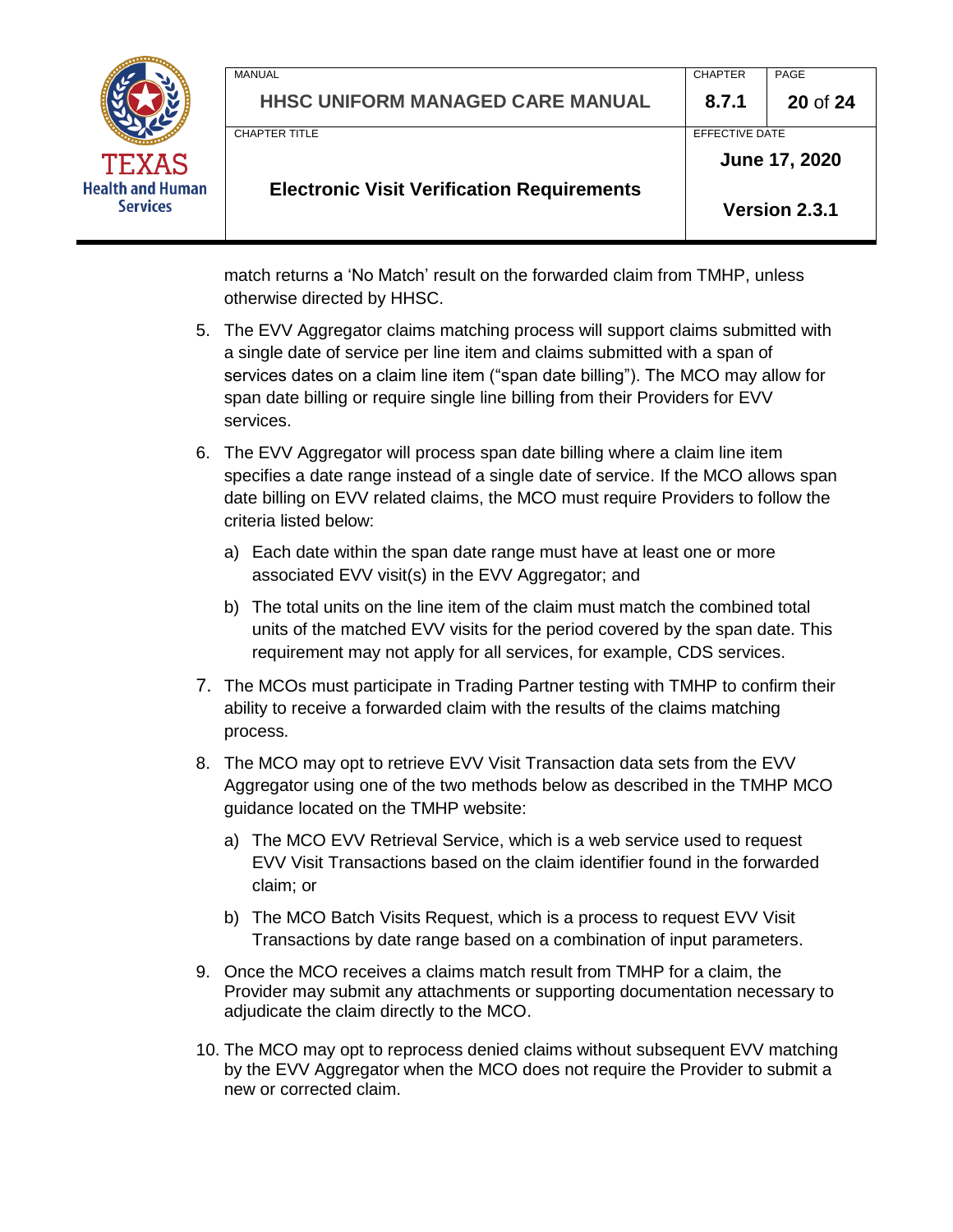match returns a 'No Match' result on the forwarded claim from TMHP, unless otherwise directed by HHSC.

5. The EVV Aggregator claims matching process will support claims submitted with a single date of service per line item and claims submitted with a span of services dates on a claim line item ("span date billing"). The MCO may allow for span date billing or require single line billing from their Providers for EVV services.

6. The EVV Aggregator will process span date billing where a claim line item specifies a date range instead of a single date of service. If the MCO allows span date billing on EVV related claims, the MCO must require Providers to follow the criteria listed below:

   a) Each date within the span date range must have at least one or more associated EVV visit(s) in the EVV Aggregator; and

   b) The total units on the line item of the claim must match the combined total units of the matched EVV visits for the period covered by the span date. This requirement may not apply for all services, for example, CDS services.

7. The MCOs must participate in Trading Partner testing with TMHP to confirm their ability to receive a forwarded claim with the results of the claims matching process.

8. The MCO may opt to retrieve EVV Visit Transaction data sets from the EVV Aggregator using one of the two methods below as described in the TMHP MCO guidance located on the TMHP website:

   a) The MCO EVV Retrieval Service, which is a web service used to request EVV Visit Transactions based on the claim identifier found in the forwarded claim; or

   b) The MCO Batch Visits Request, which is a process to request EVV Visit Transactions by date range based on a combination of input parameters.

9. Once the MCO receives a claims match result from TMHP for a claim, the Provider may submit any attachments or supporting documentation necessary to adjudicate the claim directly to the MCO.

10. The MCO may opt to reprocess denied claims without subsequent EVV matching by the EVV Aggregator when the MCO does not require the Provider to submit a new or corrected claim.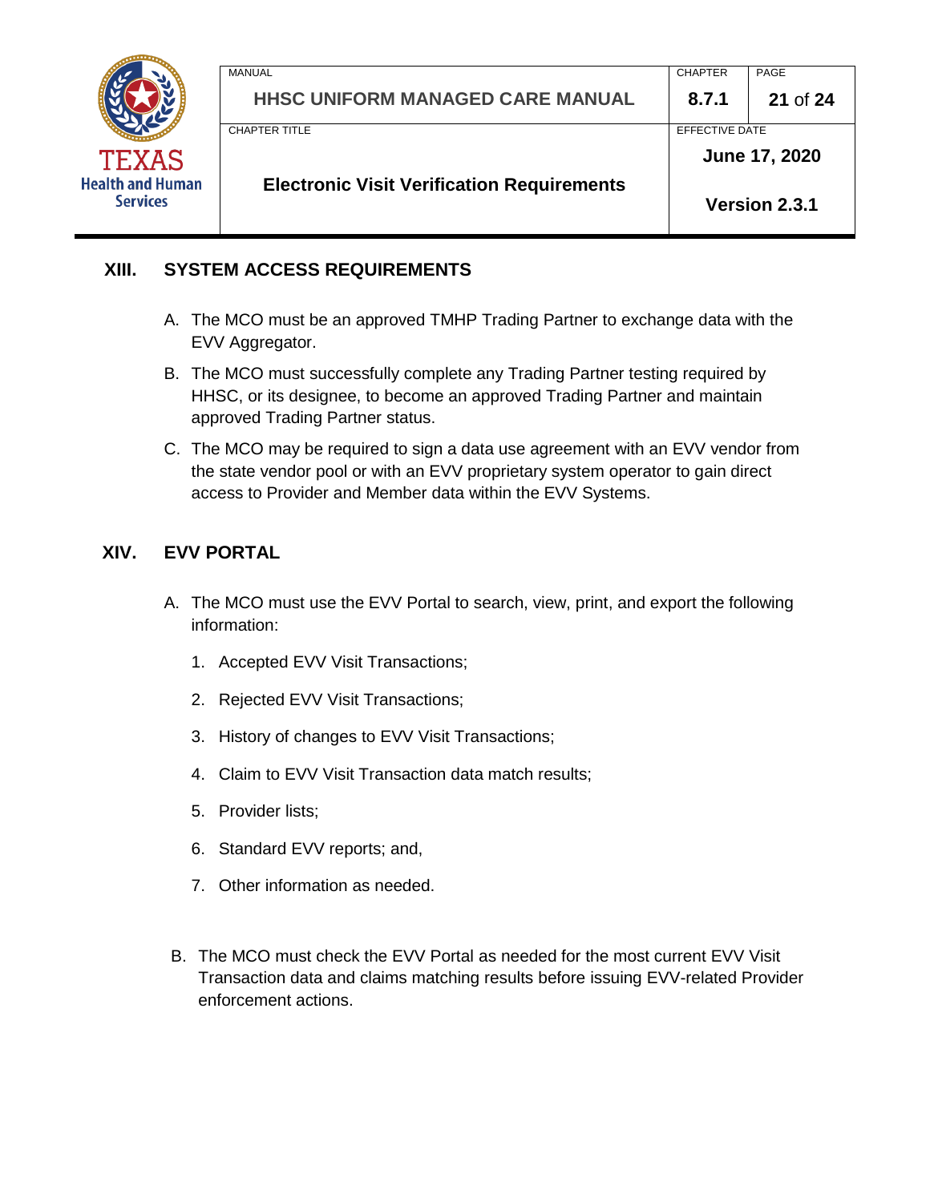## XIII. SYSTEM ACCESS REQUIREMENTS

A. The MCO must be an approved TMHP Trading Partner to exchange data with the EVV Aggregator.

B. The MCO must successfully complete any Trading Partner testing required by HHSC, or its designee, to become an approved Trading Partner and maintain approved Trading Partner status.

C. The MCO may be required to sign a data use agreement with an EVV vendor from the state vendor pool or with an EVV proprietary system operator to gain direct access to Provider and Member data within the EVV Systems.

## XIV. EVV PORTAL

A. The MCO must use the EVV Portal to search, view, print, and export the following information:

1. Accepted EVV Visit Transactions;
2. Rejected EVV Visit Transactions;
3. History of changes to EVV Visit Transactions;
4. Claim to EVV Visit Transaction data match results;
5. Provider lists;
6. Standard EVV reports; and,
7. Other information as needed.

B. The MCO must check the EVV Portal as needed for the most current EVV Visit Transaction data and claims matching results before issuing EVV-related Provider enforcement actions.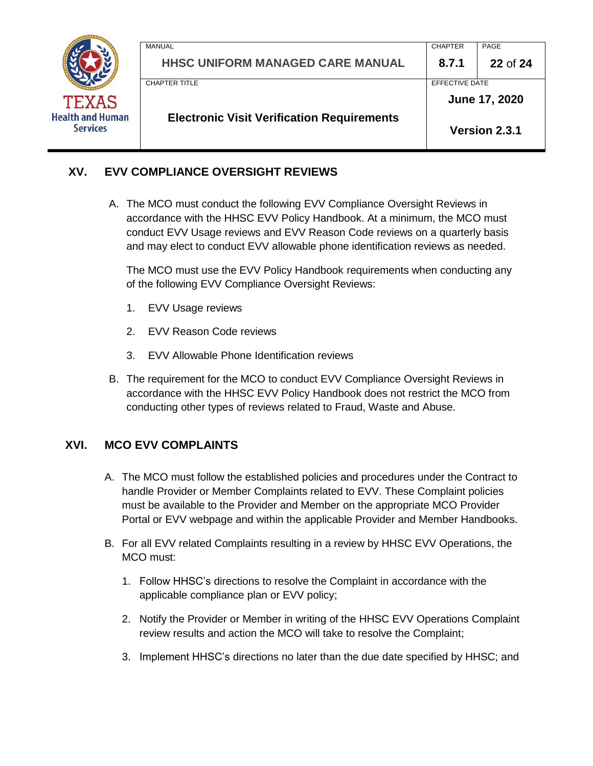## XV. EVV COMPLIANCE OVERSIGHT REVIEWS

A. The MCO must conduct the following EVV Compliance Oversight Reviews in accordance with the HHSC EVV Policy Handbook. At a minimum, the MCO must conduct EVV Usage reviews and EVV Reason Code reviews on a quarterly basis and may elect to conduct EVV allowable phone identification reviews as needed.

   The MCO must use the EVV Policy Handbook requirements when conducting any of the following EVV Compliance Oversight Reviews:

   1. EVV Usage reviews
   2. EVV Reason Code reviews
   3. EVV Allowable Phone Identification reviews

B. The requirement for the MCO to conduct EVV Compliance Oversight Reviews in accordance with the HHSC EVV Policy Handbook does not restrict the MCO from conducting other types of reviews related to Fraud, Waste and Abuse.

## XVI. MCO EVV COMPLAINTS

A. The MCO must follow the established policies and procedures under the Contract to handle Provider or Member Complaints related to EVV. These Complaint policies must be available to the Provider and Member on the appropriate MCO Provider Portal or EVV webpage and within the applicable Provider and Member Handbooks.

B. For all EVV related Complaints resulting in a review by HHSC EVV Operations, the MCO must:

   1. Follow HHSC's directions to resolve the Complaint in accordance with the applicable compliance plan or EVV policy;
   2. Notify the Provider or Member in writing of the HHSC EVV Operations Complaint review results and action the MCO will take to resolve the Complaint;
   3. Implement HHSC's directions no later than the due date specified by HHSC; and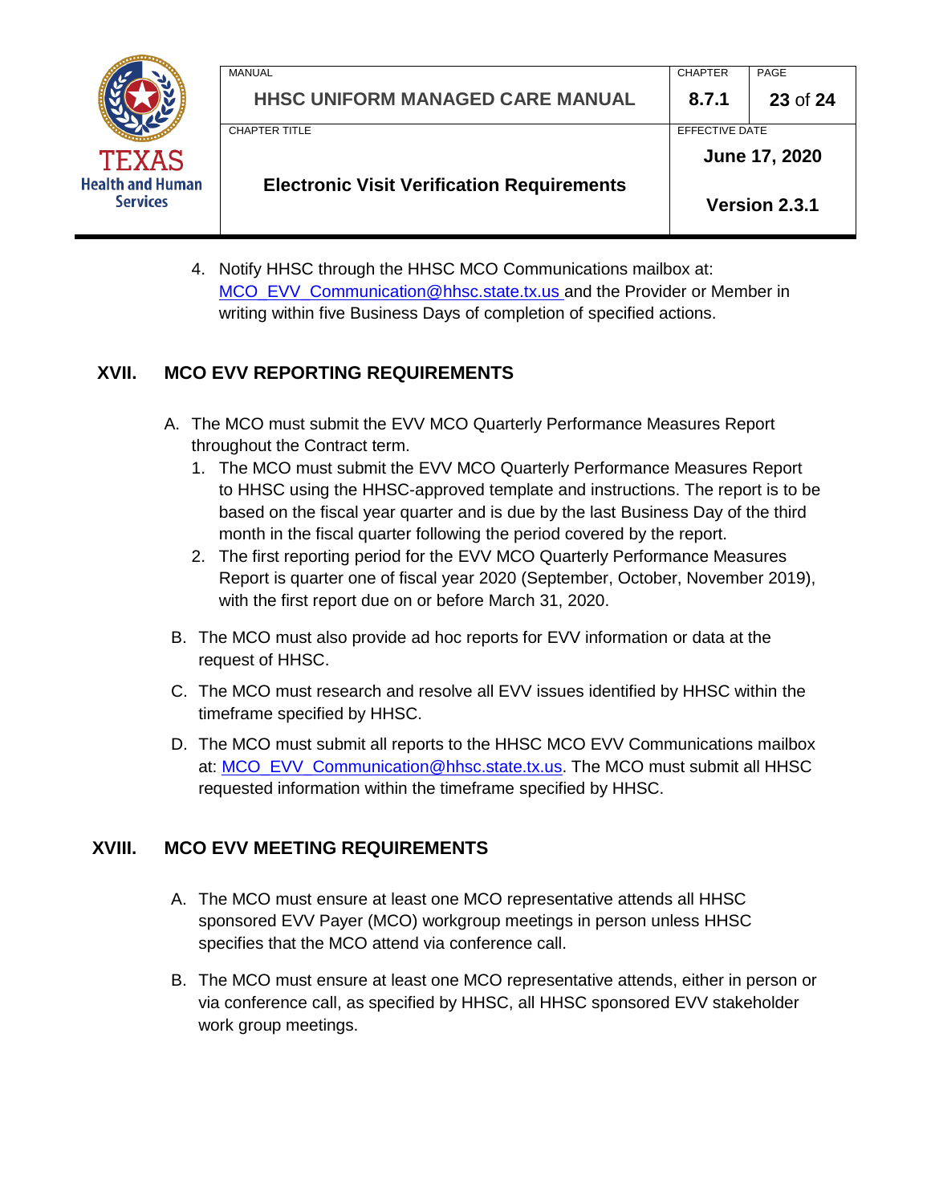4. Notify HHSC through the HHSC MCO Communications mailbox at: MCO_EVV_Communication@hhsc.state.tx.us and the Provider or Member in writing within five Business Days of completion of specified actions.

## XVII. MCO EVV REPORTING REQUIREMENTS

A. The MCO must submit the EVV MCO Quarterly Performance Measures Report throughout the Contract term.
   1. The MCO must submit the EVV MCO Quarterly Performance Measures Report to HHSC using the HHSC-approved template and instructions. The report is to be based on the fiscal year quarter and is due by the last Business Day of the third month in the fiscal quarter following the period covered by the report.
   2. The first reporting period for the EVV MCO Quarterly Performance Measures Report is quarter one of fiscal year 2020 (September, October, November 2019), with the first report due on or before March 31, 2020.

B. The MCO must also provide ad hoc reports for EVV information or data at the request of HHSC.

C. The MCO must research and resolve all EVV issues identified by HHSC within the timeframe specified by HHSC.

D. The MCO must submit all reports to the HHSC MCO EVV Communications mailbox at: MCO_EVV_Communication@hhsc.state.tx.us. The MCO must submit all HHSC requested information within the timeframe specified by HHSC.

## XVIII. MCO EVV MEETING REQUIREMENTS

A. The MCO must ensure at least one MCO representative attends all HHSC sponsored EVV Payer (MCO) workgroup meetings in person unless HHSC specifies that the MCO attend via conference call.

B. The MCO must ensure at least one MCO representative attends, either in person or via conference call, as specified by HHSC, all HHSC sponsored EVV stakeholder work group meetings.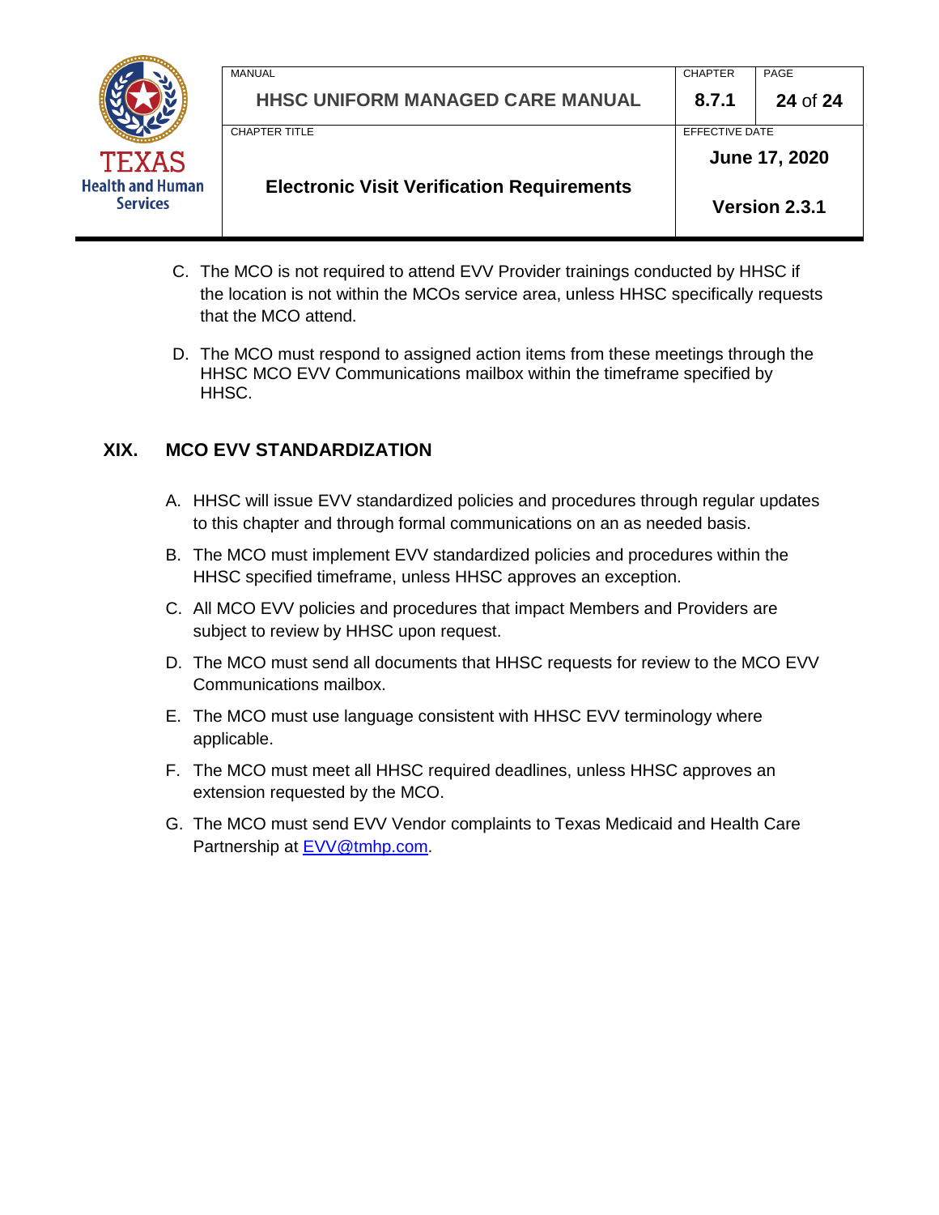C. The MCO is not required to attend EVV Provider trainings conducted by HHSC if the location is not within the MCOs service area, unless HHSC specifically requests that the MCO attend.

D. The MCO must respond to assigned action items from these meetings through the HHSC MCO EVV Communications mailbox within the timeframe specified by HHSC.

## XIX. MCO EVV STANDARDIZATION

A. HHSC will issue EVV standardized policies and procedures through regular updates to this chapter and through formal communications on an as needed basis.

B. The MCO must implement EVV standardized policies and procedures within the HHSC specified timeframe, unless HHSC approves an exception.

C. All MCO EVV policies and procedures that impact Members and Providers are subject to review by HHSC upon request.

D. The MCO must send all documents that HHSC requests for review to the MCO EVV Communications mailbox.

E. The MCO must use language consistent with HHSC EVV terminology where applicable.

F. The MCO must meet all HHSC required deadlines, unless HHSC approves an extension requested by the MCO.

G. The MCO must send EVV Vendor complaints to Texas Medicaid and Health Care Partnership at [EVV@tmhp.com](mailto:EVV@tmhp.com).